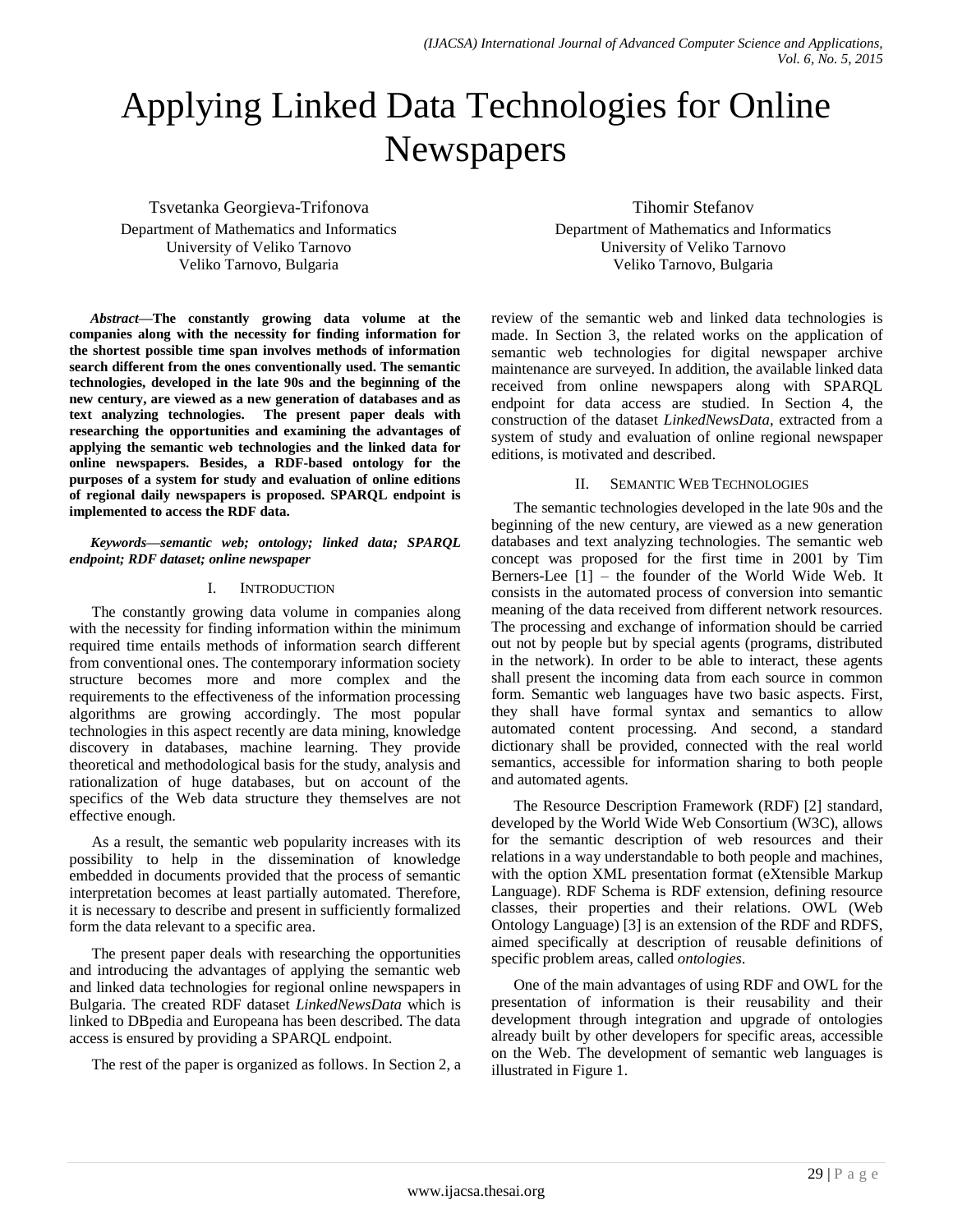# Applying Linked Data Technologies for Online Newspapers

Tsvetanka Georgieva-Trifonova
Department of Mathematics and Informatics
University of Veliko Tarnovo
Veliko Tarnovo, Bulgaria

Tihomir Stefanov
Department of Mathematics and Informatics
University of Veliko Tarnovo
Veliko Tarnovo, Bulgaria

***Abstract*—The constantly growing data volume at the companies along with the necessity for finding information for the shortest possible time span involves methods of information search different from the ones conventionally used. The semantic technologies, developed in the late 90s and the beginning of the new century, are viewed as a new generation of databases and as text analyzing technologies. The present paper deals with researching the opportunities and examining the advantages of applying the semantic web technologies and the linked data for online newspapers. Besides, a RDF-based ontology for the purposes of a system for study and evaluation of online editions of regional daily newspapers is proposed. SPARQL endpoint is implemented to access the RDF data.**

***Keywords*—*semantic web; ontology; linked data; SPARQL endpoint; RDF dataset; online newspaper***

## I. Introduction

The constantly growing data volume in companies along with the necessity for finding information within the minimum required time entails methods of information search different from conventional ones. The contemporary information society structure becomes more and more complex and the requirements to the effectiveness of the information processing algorithms are growing accordingly. The most popular technologies in this aspect recently are data mining, knowledge discovery in databases, machine learning. They provide theoretical and methodological basis for the study, analysis and rationalization of huge databases, but on account of the specifics of the Web data structure they themselves are not effective enough.

As a result, the semantic web popularity increases with its possibility to help in the dissemination of knowledge embedded in documents provided that the process of semantic interpretation becomes at least partially automated. Therefore, it is necessary to describe and present in sufficiently formalized form the data relevant to a specific area.

The present paper deals with researching the opportunities and introducing the advantages of applying the semantic web and linked data technologies for regional online newspapers in Bulgaria. The created RDF dataset *LinkedNewsData* which is linked to DBpedia and Europeana has been described. The data access is ensured by providing a SPARQL endpoint.

The rest of the paper is organized as follows. In Section 2, a review of the semantic web and linked data technologies is made. In Section 3, the related works on the application of semantic web technologies for digital newspaper archive maintenance are surveyed. In addition, the available linked data received from online newspapers along with SPARQL endpoint for data access are studied. In Section 4, the construction of the dataset *LinkedNewsData*, extracted from a system of study and evaluation of online regional newspaper editions, is motivated and described.

## II. Semantic Web Technologies

The semantic technologies developed in the late 90s and the beginning of the new century, are viewed as a new generation databases and text analyzing technologies. The semantic web concept was proposed for the first time in 2001 by Tim Berners-Lee [1] – the founder of the World Wide Web. It consists in the automated process of conversion into semantic meaning of the data received from different network resources. The processing and exchange of information should be carried out not by people but by special agents (programs, distributed in the network). In order to be able to interact, these agents shall present the incoming data from each source in common form. Semantic web languages have two basic aspects. First, they shall have formal syntax and semantics to allow automated content processing. And second, a standard dictionary shall be provided, connected with the real world semantics, accessible for information sharing to both people and automated agents.

The Resource Description Framework (RDF) [2] standard, developed by the World Wide Web Consortium (W3C), allows for the semantic description of web resources and their relations in a way understandable to both people and machines, with the option XML presentation format (eXtensible Markup Language). RDF Schema is RDF extension, defining resource classes, their properties and their relations. OWL (Web Ontology Language) [3] is an extension of the RDF and RDFS, aimed specifically at description of reusable definitions of specific problem areas, called *ontologies*.

One of the main advantages of using RDF and OWL for the presentation of information is their reusability and their development through integration and upgrade of ontologies already built by other developers for specific areas, accessible on the Web. The development of semantic web languages is illustrated in Figure 1.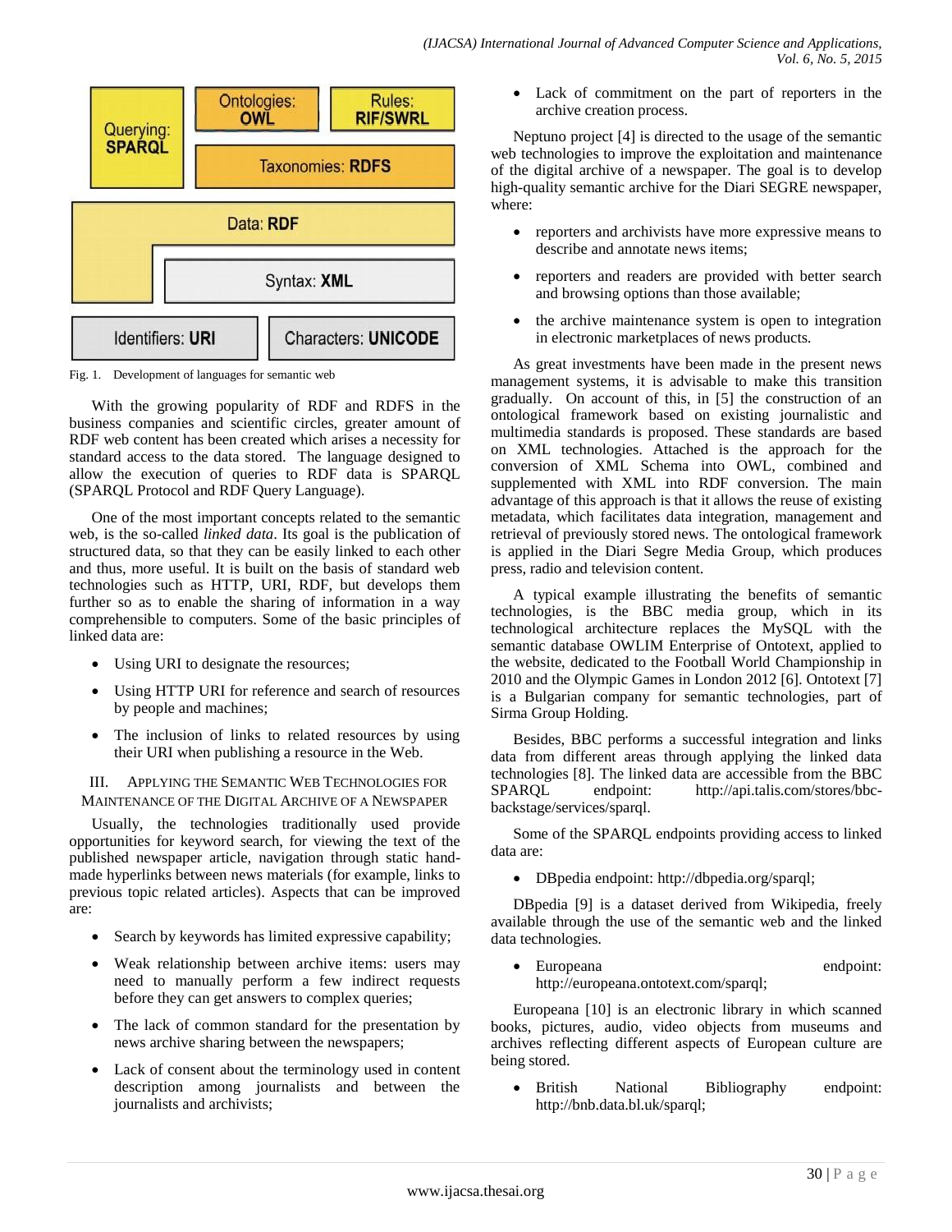Fig. 1. Development of languages for semantic web

With the growing popularity of RDF and RDFS in the business companies and scientific circles, greater amount of RDF web content has been created which arises a necessity for standard access to the data stored. The language designed to allow the execution of queries to RDF data is SPARQL (SPARQL Protocol and RDF Query Language).

One of the most important concepts related to the semantic web, is the so-called *linked data*. Its goal is the publication of structured data, so that they can be easily linked to each other and thus, more useful. It is built on the basis of standard web technologies such as HTTP, URI, RDF, but develops them further so as to enable the sharing of information in a way comprehensible to computers. Some of the basic principles of linked data are:

- Using URI to designate the resources;
- Using HTTP URI for reference and search of resources by people and machines;
- The inclusion of links to related resources by using their URI when publishing a resource in the Web.

## III. Applying the Semantic Web Technologies for Maintenance of the Digital Archive of a Newspaper

Usually, the technologies traditionally used provide opportunities for keyword search, for viewing the text of the published newspaper article, navigation through static hand-made hyperlinks between news materials (for example, links to previous topic related articles). Aspects that can be improved are:

- Search by keywords has limited expressive capability;
- Weak relationship between archive items: users may need to manually perform a few indirect requests before they can get answers to complex queries;
- The lack of common standard for the presentation by news archive sharing between the newspapers;
- Lack of consent about the terminology used in content description among journalists and between the journalists and archivists;
- Lack of commitment on the part of reporters in the archive creation process.

Neptuno project [4] is directed to the usage of the semantic web technologies to improve the exploitation and maintenance of the digital archive of a newspaper. The goal is to develop high-quality semantic archive for the Diari SEGRE newspaper, where:

- reporters and archivists have more expressive means to describe and annotate news items;
- reporters and readers are provided with better search and browsing options than those available;
- the archive maintenance system is open to integration in electronic marketplaces of news products.

As great investments have been made in the present news management systems, it is advisable to make this transition gradually. On account of this, in [5] the construction of an ontological framework based on existing journalistic and multimedia standards is proposed. These standards are based on XML technologies. Attached is the approach for the conversion of XML Schema into OWL, combined and supplemented with XML into RDF conversion. The main advantage of this approach is that it allows the reuse of existing metadata, which facilitates data integration, management and retrieval of previously stored news. The ontological framework is applied in the Diari Segre Media Group, which produces press, radio and television content.

A typical example illustrating the benefits of semantic technologies, is the BBC media group, which in its technological architecture replaces the MySQL with the semantic database OWLIM Enterprise of Ontotext, applied to the website, dedicated to the Football World Championship in 2010 and the Olympic Games in London 2012 [6]. Ontotext [7] is a Bulgarian company for semantic technologies, part of Sirma Group Holding.

Besides, BBC performs a successful integration and links data from different areas through applying the linked data technologies [8]. The linked data are accessible from the BBC SPARQL endpoint: http://api.talis.com/stores/bbc-backstage/services/sparql.

Some of the SPARQL endpoints providing access to linked data are:

- DBpedia endpoint: http://dbpedia.org/sparql;

DBpedia [9] is a dataset derived from Wikipedia, freely available through the use of the semantic web and the linked data technologies.

- Europeana endpoint: http://europeana.ontotext.com/sparql;

Europeana [10] is an electronic library in which scanned books, pictures, audio, video objects from museums and archives reflecting different aspects of European culture are being stored.

- British National Bibliography endpoint: http://bnb.data.bl.uk/sparql;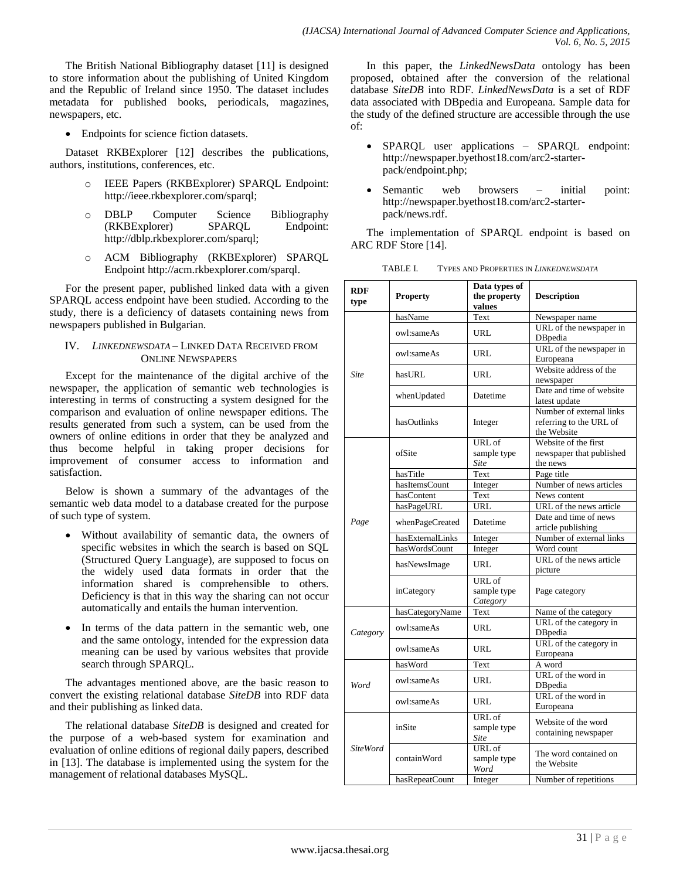The British National Bibliography dataset [11] is designed to store information about the publishing of United Kingdom and the Republic of Ireland since 1950. The dataset includes metadata for published books, periodicals, magazines, newspapers, etc.

- Endpoints for science fiction datasets.

Dataset RKBExplorer [12] describes the publications, authors, institutions, conferences, etc.

  - IEEE Papers (RKBExplorer) SPARQL Endpoint: http://ieee.rkbexplorer.com/sparql;
  - DBLP Computer Science Bibliography (RKBExplorer) SPARQL Endpoint: http://dblp.rkbexplorer.com/sparql;
  - ACM Bibliography (RKBExplorer) SPARQL Endpoint http://acm.rkbexplorer.com/sparql.

For the present paper, published linked data with a given SPARQL access endpoint have been studied. According to the study, there is a deficiency of datasets containing news from newspapers published in Bulgarian.

## IV. *LINKEDNEWSDATA* – LINKED DATA RECEIVED FROM ONLINE NEWSPAPERS

Except for the maintenance of the digital archive of the newspaper, the application of semantic web technologies is interesting in terms of constructing a system designed for the comparison and evaluation of online newspaper editions. The results generated from such a system, can be used from the owners of online editions in order that they be analyzed and thus become helpful in taking proper decisions for improvement of consumer access to information and satisfaction.

Below is shown a summary of the advantages of the semantic web data model to a database created for the purpose of such type of system.

- Without availability of semantic data, the owners of specific websites in which the search is based on SQL (Structured Query Language), are supposed to focus on the widely used data formats in order that the information shared is comprehensible to others. Deficiency is that in this way the sharing can not occur automatically and entails the human intervention.
- In terms of the data pattern in the semantic web, one and the same ontology, intended for the expression data meaning can be used by various websites that provide search through SPARQL.

The advantages mentioned above, are the basic reason to convert the existing relational database *SiteDB* into RDF data and their publishing as linked data.

The relational database *SiteDB* is designed and created for the purpose of a web-based system for examination and evaluation of online editions of regional daily papers, described in [13]. The database is implemented using the system for the management of relational databases MySQL.

In this paper, the *LinkedNewsData* ontology has been proposed, obtained after the conversion of the relational database *SiteDB* into RDF. *LinkedNewsData* is a set of RDF data associated with DBpedia and Europeana. Sample data for the study of the defined structure are accessible through the use of:

- SPARQL user applications – SPARQL endpoint: http://newspaper.byethost18.com/arc2-starter-pack/endpoint.php;
- Semantic web browsers – initial point: http://newspaper.byethost18.com/arc2-starter-pack/news.rdf.

The implementation of SPARQL endpoint is based on ARC RDF Store [14].

TABLE I. TYPES AND PROPERTIES IN *LINKEDNEWSDATA*

| RDF type | Property | Data types of the property values | Description |
|---|---|---|---|
| *Site* | hasName | Text | Newspaper name |
| | owl:sameAs | URL | URL of the newspaper in DBpedia |
| | owl:sameAs | URL | URL of the newspaper in Europeana |
| | hasURL | URL | Website address of the newspaper |
| | whenUpdated | Datetime | Date and time of website latest update |
| | hasOutlinks | Integer | Number of external links referring to the URL of the Website |
| *Page* | ofSite | URL of sample type *Site* | Website of the first newspaper that published the news |
| | hasTitle | Text | Page title |
| | hasItemsCount | Integer | Number of news articles |
| | hasContent | Text | News content |
| | hasPageURL | URL | URL of the news article |
| | whenPageCreated | Datetime | Date and time of news article publishing |
| | hasExternalLinks | Integer | Number of external links |
| | hasWordsCount | Integer | Word count |
| | hasNewsImage | URL | URL of the news article picture |
| | inCategory | URL of sample type *Category* | Page category |
| *Category* | hasCategoryName | Text | Name of the category |
| | owl:sameAs | URL | URL of the category in DBpedia |
| | owl:sameAs | URL | URL of the category in Europeana |
| *Word* | hasWord | Text | A word |
| | owl:sameAs | URL | URL of the word in DBpedia |
| | owl:sameAs | URL | URL of the word in Europeana |
| *SiteWord* | inSite | URL of sample type *Site* | Website of the word containing newspaper |
| | containWord | URL of sample type *Word* | The word contained on the Website |
| | hasRepeatCount | Integer | Number of repetitions |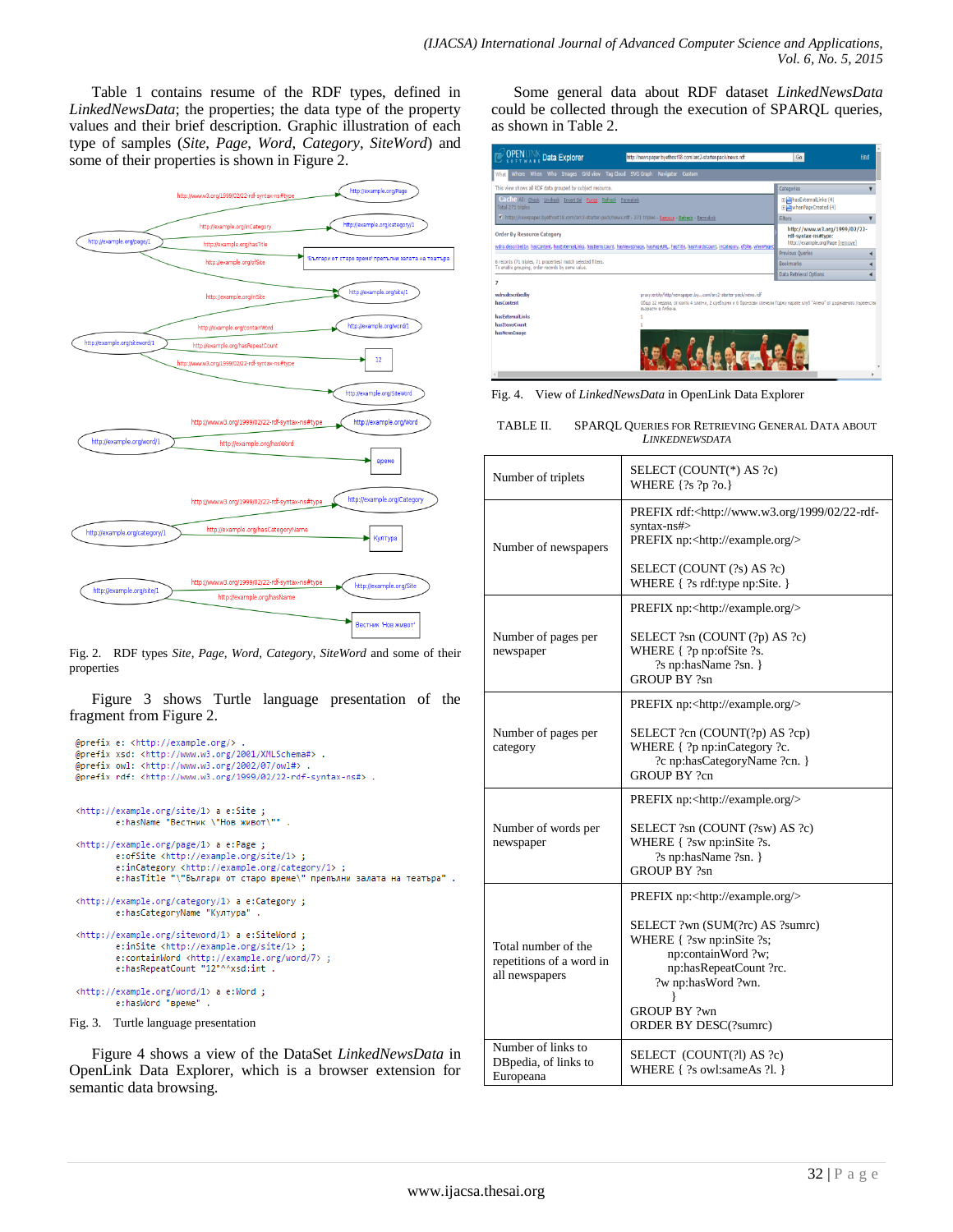Table 1 contains resume of the RDF types, defined in *LinkedNewsData*; the properties; the data type of the property values and their brief description. Graphic illustration of each type of samples (*Site*, *Page*, *Word*, *Category*, *SiteWord*) and some of their properties is shown in Figure 2.

Fig. 2. RDF types *Site*, *Page*, *Word*, *Category*, *SiteWord* and some of their properties

Figure 3 shows Turtle language presentation of the fragment from Figure 2.

```
@prefix e: <http://example.org/> .
@prefix xsd: <http://www.w3.org/2001/XMLSchema#> .
@prefix owl: <http://www.w3.org/2002/07/owl#> .
@prefix rdf: <http://www.w3.org/1999/02/22-rdf-syntax-ns#> .


<http://example.org/site/1> a e:Site ;
        e:hasName "Вестник \"Нов живот\"" .

<http://example.org/page/1> a e:Page ;
        e:ofSite <http://example.org/site/1> ;
        e:inCategory <http://example.org/category/1> ;
        e:hasTitle "\"Българи от старо време\" препълни залата на театъра" .

<http://example.org/category/1> a e:Category ;
        e:hasCategoryName "Култура" .

<http://example.org/siteword/1> a e:SiteWord ;
        e:inSite <http://example.org/site/1> ;
        e:containWord <http://example.org/word/7> ;
        e:hasRepeatCount "12"^^xsd:int .

<http://example.org/word/1> a e:Word ;
        e:hasWord "време" .
```

Fig. 3. Turtle language presentation

Figure 4 shows a view of the DataSet *LinkedNewsData* in OpenLink Data Explorer, which is a browser extension for semantic data browsing.

Some general data about RDF dataset *LinkedNewsData* could be collected through the execution of SPARQL queries, as shown in Table 2.

Fig. 4. View of *LinkedNewsData* in OpenLink Data Explorer

TABLE II. SPARQL Queries for Retrieving General Data about *LinkedNewsData*

| | |
|---|---|
| Number of triplets | SELECT (COUNT(*) AS ?c)<br>WHERE {?s ?p ?o.} |
| Number of newspapers | PREFIX rdf:<http://www.w3.org/1999/02/22-rdf-syntax-ns#><br>PREFIX np:<http://example.org/><br><br>SELECT (COUNT (?s) AS ?c)<br>WHERE { ?s rdf:type np:Site. } |
| Number of pages per newspaper | PREFIX np:<http://example.org/><br><br>SELECT ?sn (COUNT (?p) AS ?c)<br>WHERE { ?p np:ofSite ?s.<br>?s np:hasName ?sn. }<br>GROUP BY ?sn |
| Number of pages per category | PREFIX np:<http://example.org/><br><br>SELECT ?cn (COUNT(?p) AS ?cp)<br>WHERE { ?p np:inCategory ?c.<br>?c np:hasCategoryName ?cn. }<br>GROUP BY ?cn |
| Number of words per newspaper | PREFIX np:<http://example.org/><br><br>SELECT ?sn (COUNT (?sw) AS ?c)<br>WHERE { ?sw np:inSite ?s.<br>?s np:hasName ?sn. }<br>GROUP BY ?sn |
| Total number of the repetitions of a word in all newspapers | PREFIX np:<http://example.org/><br><br>SELECT ?wn (SUM(?rc) AS ?sumrc)<br>WHERE { ?sw np:inSite ?s;<br>np:containWord ?w;<br>np:hasRepeatCount ?rc.<br>?w np:hasWord ?wn.<br>}<br>GROUP BY ?wn<br>ORDER BY DESC(?sumrc) |
| Number of links to DBpedia, of links to Europeana | SELECT (COUNT(?l) AS ?c)<br>WHERE { ?s owl:sameAs ?l. } |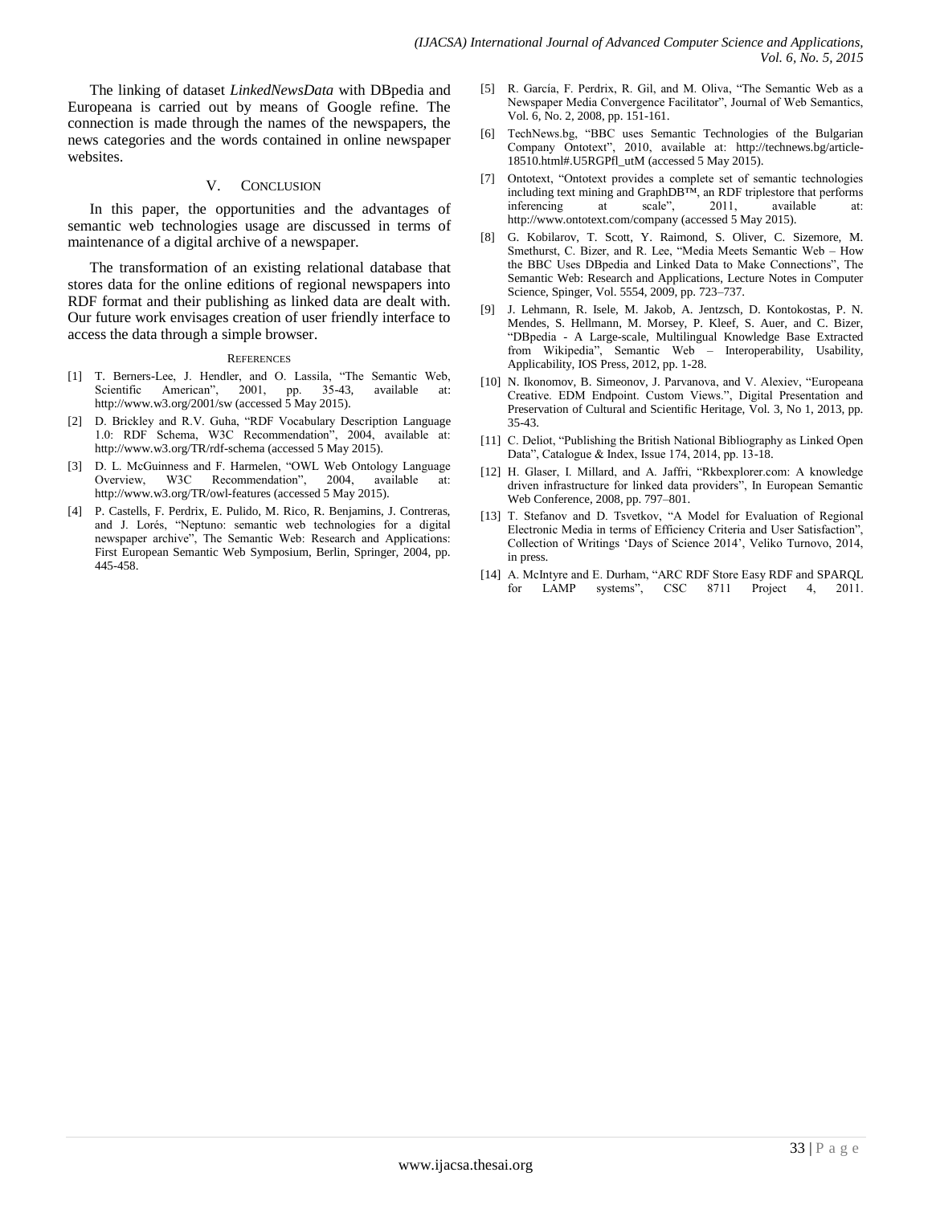The linking of dataset *LinkedNewsData* with DBpedia and Europeana is carried out by means of Google refine. The connection is made through the names of the newspapers, the news categories and the words contained in online newspaper websites.

## V. Conclusion

In this paper, the opportunities and the advantages of semantic web technologies usage are discussed in terms of maintenance of a digital archive of a newspaper.

The transformation of an existing relational database that stores data for the online editions of regional newspapers into RDF format and their publishing as linked data are dealt with. Our future work envisages creation of user friendly interface to access the data through a simple browser.

## References

[1] T. Berners-Lee, J. Hendler, and O. Lassila, "The Semantic Web, Scientific American", 2001, pp. 35-43, available at: http://www.w3.org/2001/sw (accessed 5 May 2015).

[2] D. Brickley and R.V. Guha, "RDF Vocabulary Description Language 1.0: RDF Schema, W3C Recommendation", 2004, available at: http://www.w3.org/TR/rdf-schema (accessed 5 May 2015).

[3] D. L. McGuinness and F. Harmelen, "OWL Web Ontology Language Overview, W3C Recommendation", 2004, available at: http://www.w3.org/TR/owl-features (accessed 5 May 2015).

[4] P. Castells, F. Perdrix, E. Pulido, M. Rico, R. Benjamins, J. Contreras, and J. Lorés, "Neptuno: semantic web technologies for a digital newspaper archive", The Semantic Web: Research and Applications: First European Semantic Web Symposium, Berlin, Springer, 2004, pp. 445-458.

[5] R. García, F. Perdrix, R. Gil, and M. Oliva, "The Semantic Web as a Newspaper Media Convergence Facilitator", Journal of Web Semantics, Vol. 6, No. 2, 2008, pp. 151-161.

[6] TechNews.bg, "BBC uses Semantic Technologies of the Bulgarian Company Ontotext", 2010, available at: http://technews.bg/article-18510.html#.U5RGPfl_utM (accessed 5 May 2015).

[7] Ontotext, "Ontotext provides a complete set of semantic technologies including text mining and GraphDB™, an RDF triplestore that performs inferencing at scale", 2011, available at: http://www.ontotext.com/company (accessed 5 May 2015).

[8] G. Kobilarov, T. Scott, Y. Raimond, S. Oliver, C. Sizemore, M. Smethurst, C. Bizer, and R. Lee, "Media Meets Semantic Web – How the BBC Uses DBpedia and Linked Data to Make Connections", The Semantic Web: Research and Applications, Lecture Notes in Computer Science, Spinger, Vol. 5554, 2009, pp. 723–737.

[9] J. Lehmann, R. Isele, M. Jakob, A. Jentzsch, D. Kontokostas, P. N. Mendes, S. Hellmann, M. Morsey, P. Kleef, S. Auer, and C. Bizer, "DBpedia - A Large-scale, Multilingual Knowledge Base Extracted from Wikipedia", Semantic Web – Interoperability, Usability, Applicability, IOS Press, 2012, pp. 1-28.

[10] N. Ikonomov, B. Simeonov, J. Parvanova, and V. Alexiev, "Europeana Creative. EDM Endpoint. Custom Views.", Digital Presentation and Preservation of Cultural and Scientific Heritage, Vol. 3, No 1, 2013, pp. 35-43.

[11] C. Deliot, "Publishing the British National Bibliography as Linked Open Data", Catalogue & Index, Issue 174, 2014, pp. 13-18.

[12] H. Glaser, I. Millard, and A. Jaffri, "Rkbexplorer.com: A knowledge driven infrastructure for linked data providers", In European Semantic Web Conference, 2008, pp. 797–801.

[13] T. Stefanov and D. Tsvetkov, "A Model for Evaluation of Regional Electronic Media in terms of Efficiency Criteria and User Satisfaction", Collection of Writings 'Days of Science 2014', Veliko Turnovo, 2014, in press.

[14] A. McIntyre and E. Durham, "ARC RDF Store Easy RDF and SPARQL for LAMP systems", CSC 8711 Project 4, 2011.